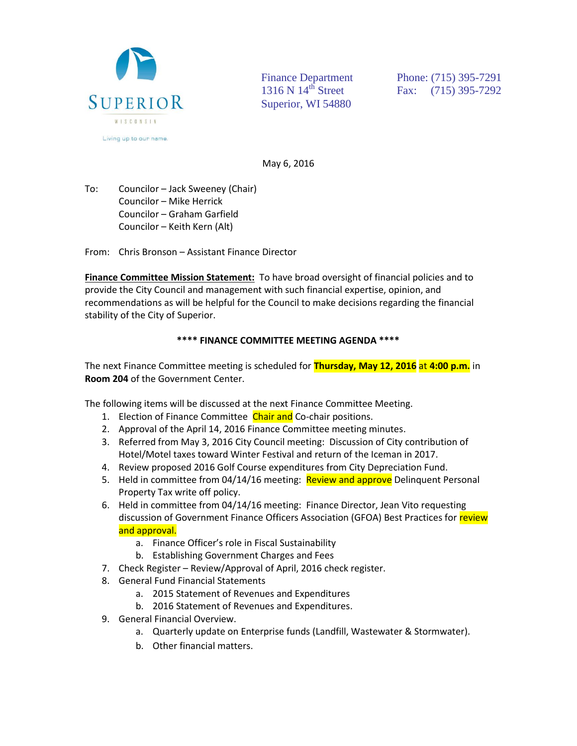SUPERIOR
WISCONSIN
Living up to our name.

Finance Department
1316 N 14th Street
Superior, WI 54880

Phone: (715) 395-7291
Fax: (715) 395-7292

May 6, 2016

To: Councilor – Jack Sweeney (Chair)
Councilor – Mike Herrick
Councilor – Graham Garfield
Councilor – Keith Kern (Alt)

From: Chris Bronson – Assistant Finance Director

**Finance Committee Mission Statement:** To have broad oversight of financial policies and to provide the City Council and management with such financial expertise, opinion, and recommendations as will be helpful for the Council to make decisions regarding the financial stability of the City of Superior.

**\*\*\*\* FINANCE COMMITTEE MEETING AGENDA \*\*\*\***

The next Finance Committee meeting is scheduled for **Thursday, May 12, 2016** at **4:00 p.m.** in **Room 204** of the Government Center.

The following items will be discussed at the next Finance Committee Meeting.

1. Election of Finance Committee Chair and Co-chair positions.
2. Approval of the April 14, 2016 Finance Committee meeting minutes.
3. Referred from May 3, 2016 City Council meeting: Discussion of City contribution of Hotel/Motel taxes toward Winter Festival and return of the Iceman in 2017.
4. Review proposed 2016 Golf Course expenditures from City Depreciation Fund.
5. Held in committee from 04/14/16 meeting: Review and approve Delinquent Personal Property Tax write off policy.
6. Held in committee from 04/14/16 meeting: Finance Director, Jean Vito requesting discussion of Government Finance Officers Association (GFOA) Best Practices for review and approval.
   a. Finance Officer's role in Fiscal Sustainability
   b. Establishing Government Charges and Fees
7. Check Register – Review/Approval of April, 2016 check register.
8. General Fund Financial Statements
   a. 2015 Statement of Revenues and Expenditures
   b. 2016 Statement of Revenues and Expenditures.
9. General Financial Overview.
   a. Quarterly update on Enterprise funds (Landfill, Wastewater & Stormwater).
   b. Other financial matters.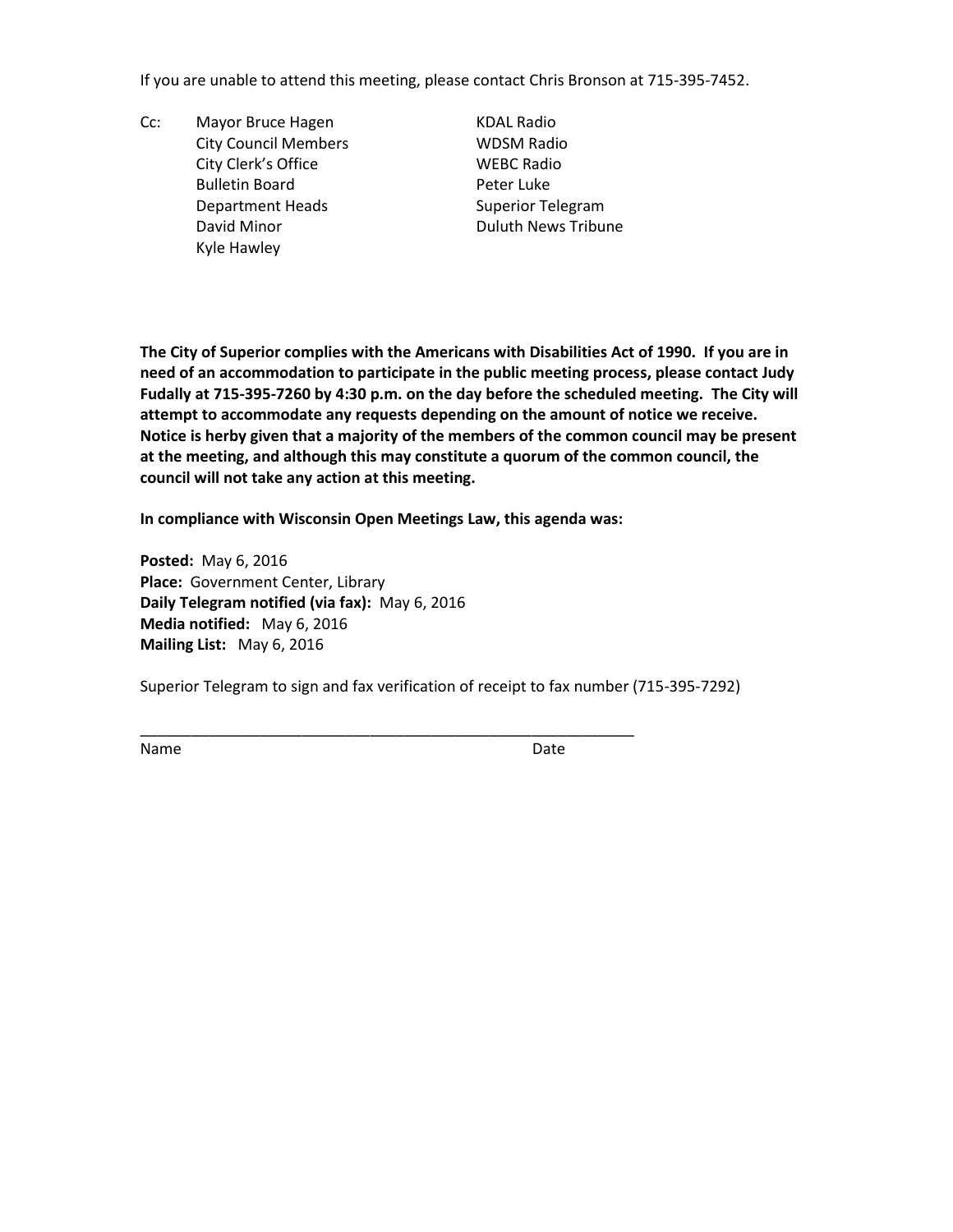If you are unable to attend this meeting, please contact Chris Bronson at 715-395-7452.

Cc:

| | |
|---|---|
| Mayor Bruce Hagen | KDAL Radio |
| City Council Members | WDSM Radio |
| City Clerk's Office | WEBC Radio |
| Bulletin Board | Peter Luke |
| Department Heads | Superior Telegram |
| David Minor | Duluth News Tribune |
| Kyle Hawley | |

**The City of Superior complies with the Americans with Disabilities Act of 1990. If you are in need of an accommodation to participate in the public meeting process, please contact Judy Fudally at 715-395-7260 by 4:30 p.m. on the day before the scheduled meeting. The City will attempt to accommodate any requests depending on the amount of notice we receive. Notice is herby given that a majority of the members of the common council may be present at the meeting, and although this may constitute a quorum of the common council, the council will not take any action at this meeting.**

**In compliance with Wisconsin Open Meetings Law, this agenda was:**

**Posted:** May 6, 2016
**Place:** Government Center, Library
**Daily Telegram notified (via fax):** May 6, 2016
**Media notified:** May 6, 2016
**Mailing List:** May 6, 2016

Superior Telegram to sign and fax verification of receipt to fax number (715-395-7292)

\_\_\_\_\_\_\_\_\_\_\_\_\_\_\_\_\_\_\_\_\_\_\_\_\_\_\_\_\_\_\_\_\_\_\_\_\_\_\_\_\_\_\_\_\_\_\_\_\_\_\_\_\_\_\_\_

Name Date